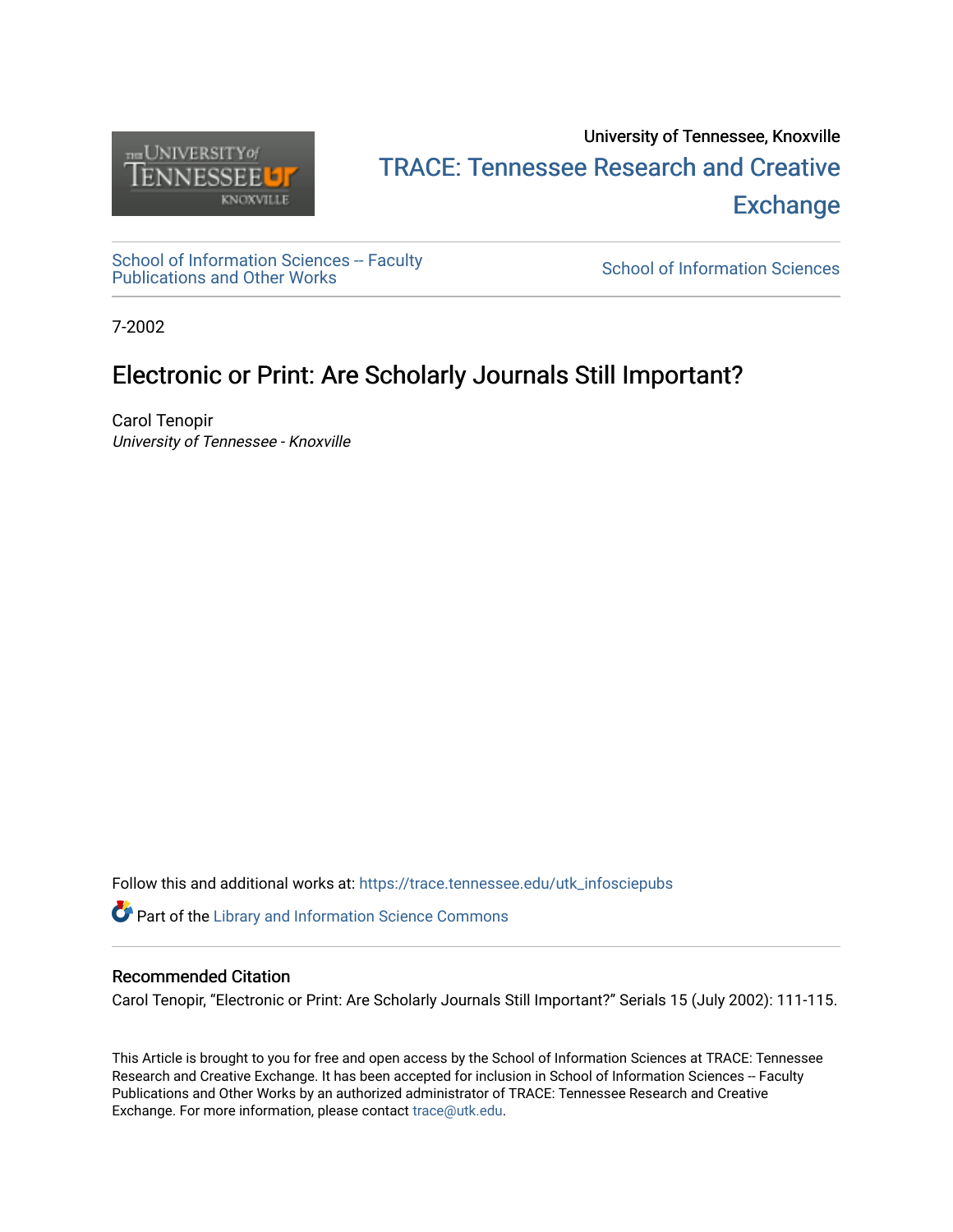University of Tennessee, Knoxville

TRACE: Tennessee Research and Creative Exchange

School of Information Sciences -- Faculty Publications and Other Works

School of Information Sciences

7-2002

# Electronic or Print: Are Scholarly Journals Still Important?

Carol Tenopir
*University of Tennessee - Knoxville*

Follow this and additional works at: https://trace.tennessee.edu/utk_infosciepubs

Part of the Library and Information Science Commons

## Recommended Citation

Carol Tenopir, "Electronic or Print: Are Scholarly Journals Still Important?" Serials 15 (July 2002): 111-115.

This Article is brought to you for free and open access by the School of Information Sciences at TRACE: Tennessee Research and Creative Exchange. It has been accepted for inclusion in School of Information Sciences -- Faculty Publications and Other Works by an authorized administrator of TRACE: Tennessee Research and Creative Exchange. For more information, please contact trace@utk.edu.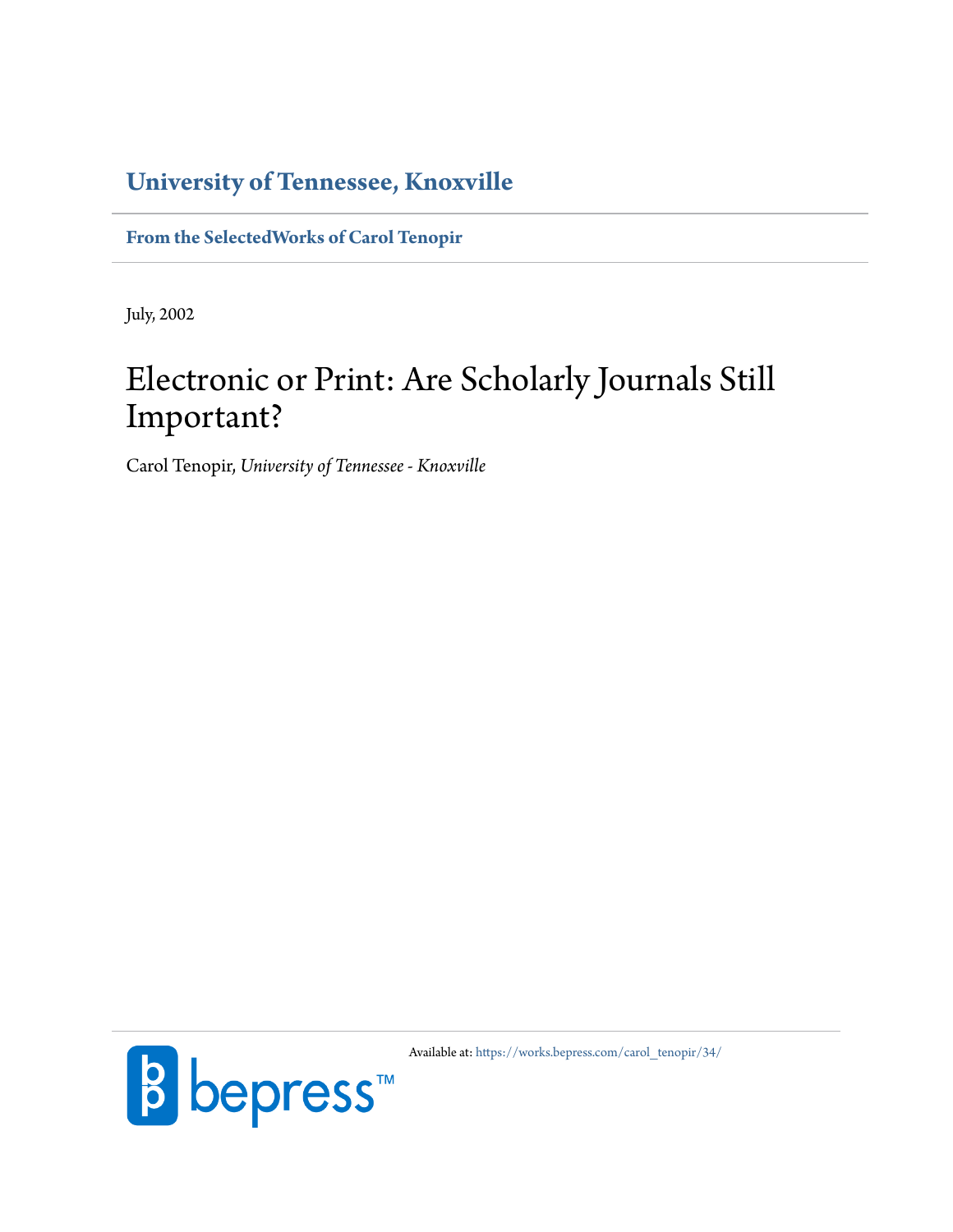**University of Tennessee, Knoxville**

**From the SelectedWorks of Carol Tenopir**

July, 2002

# Electronic or Print: Are Scholarly Journals Still Important?

Carol Tenopir, *University of Tennessee - Knoxville*

Available at: https://works.bepress.com/carol_tenopir/34/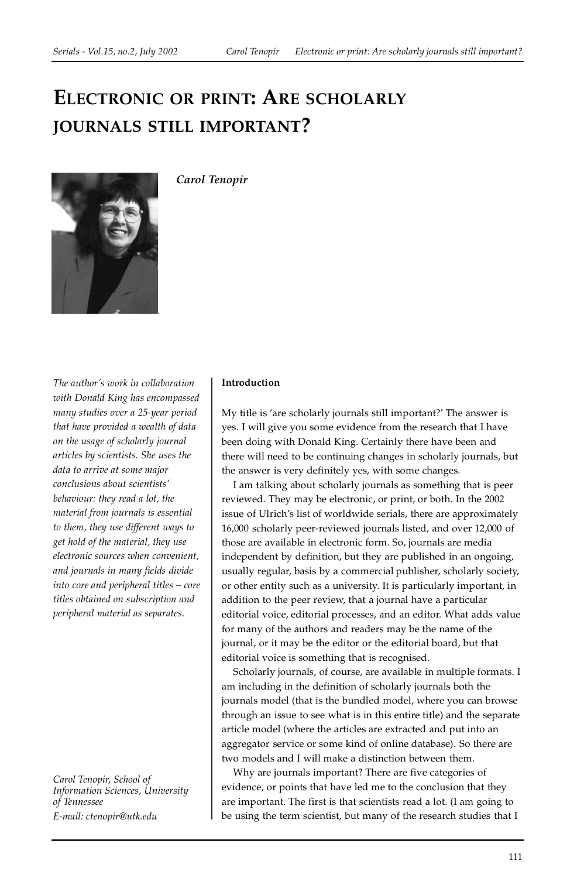# ELECTRONIC OR PRINT: ARE SCHOLARLY JOURNALS STILL IMPORTANT?

*Carol Tenopir*

*The author's work in collaboration with Donald King has encompassed many studies over a 25-year period that have provided a wealth of data on the usage of scholarly journal articles by scientists. She uses the data to arrive at some major conclusions about scientists' behaviour: they read a lot, the material from journals is essential to them, they use different ways to get hold of the material, they use electronic sources when convenient, and journals in many fields divide into core and peripheral titles – core titles obtained on subscription and peripheral material as separates.*

*Carol Tenopir, School of Information Sciences, University of Tennessee*
*E-mail: ctenopir@utk.edu*

**Introduction**

My title is 'are scholarly journals still important?' The answer is yes. I will give you some evidence from the research that I have been doing with Donald King. Certainly there have been and there will need to be continuing changes in scholarly journals, but the answer is very definitely yes, with some changes.

I am talking about scholarly journals as something that is peer reviewed. They may be electronic, or print, or both. In the 2002 issue of Ulrich's list of worldwide serials, there are approximately 16,000 scholarly peer-reviewed journals listed, and over 12,000 of those are available in electronic form. So, journals are media independent by definition, but they are published in an ongoing, usually regular, basis by a commercial publisher, scholarly society, or other entity such as a university. It is particularly important, in addition to the peer review, that a journal have a particular editorial voice, editorial processes, and an editor. What adds value for many of the authors and readers may be the name of the journal, or it may be the editor or the editorial board, but that editorial voice is something that is recognised.

Scholarly journals, of course, are available in multiple formats. I am including in the definition of scholarly journals both the journals model (that is the bundled model, where you can browse through an issue to see what is in this entire title) and the separate article model (where the articles are extracted and put into an aggregator service or some kind of online database). So there are two models and I will make a distinction between them.

Why are journals important? There are five categories of evidence, or points that have led me to the conclusion that they are important. The first is that scientists read a lot. (I am going to be using the term scientist, but many of the research studies that I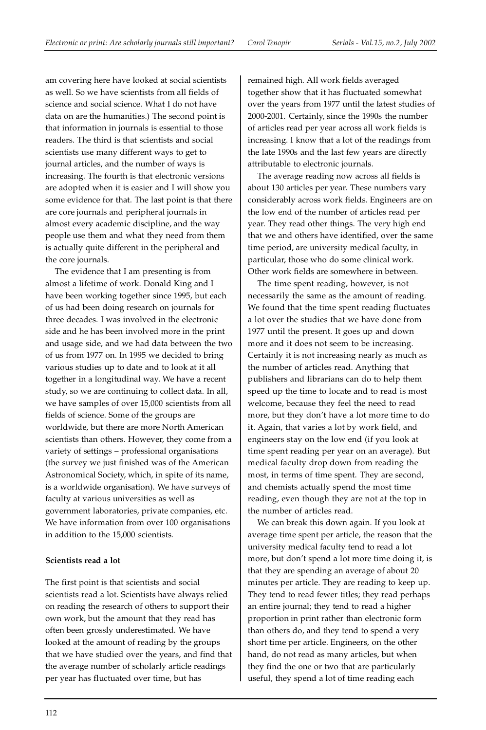am covering here have looked at social scientists as well. So we have scientists from all fields of science and social science. What I do not have data on are the humanities.) The second point is that information in journals is essential to those readers. The third is that scientists and social scientists use many different ways to get to journal articles, and the number of ways is increasing. The fourth is that electronic versions are adopted when it is easier and I will show you some evidence for that. The last point is that there are core journals and peripheral journals in almost every academic discipline, and the way people use them and what they need from them is actually quite different in the peripheral and the core journals.

The evidence that I am presenting is from almost a lifetime of work. Donald King and I have been working together since 1995, but each of us had been doing research on journals for three decades. I was involved in the electronic side and he has been involved more in the print and usage side, and we had data between the two of us from 1977 on. In 1995 we decided to bring various studies up to date and to look at it all together in a longitudinal way. We have a recent study, so we are continuing to collect data. In all, we have samples of over 15,000 scientists from all fields of science. Some of the groups are worldwide, but there are more North American scientists than others. However, they come from a variety of settings – professional organisations (the survey we just finished was of the American Astronomical Society, which, in spite of its name, is a worldwide organisation). We have surveys of faculty at various universities as well as government laboratories, private companies, etc. We have information from over 100 organisations in addition to the 15,000 scientists.

**Scientists read a lot**

The first point is that scientists and social scientists read a lot. Scientists have always relied on reading the research of others to support their own work, but the amount that they read has often been grossly underestimated. We have looked at the amount of reading by the groups that we have studied over the years, and find that the average number of scholarly article readings per year has fluctuated over time, but has remained high. All work fields averaged together show that it has fluctuated somewhat over the years from 1977 until the latest studies of 2000-2001. Certainly, since the 1990s the number of articles read per year across all work fields is increasing. I know that a lot of the readings from the late 1990s and the last few years are directly attributable to electronic journals.

The average reading now across all fields is about 130 articles per year. These numbers vary considerably across work fields. Engineers are on the low end of the number of articles read per year. They read other things. The very high end that we and others have identified, over the same time period, are university medical faculty, in particular, those who do some clinical work. Other work fields are somewhere in between.

The time spent reading, however, is not necessarily the same as the amount of reading. We found that the time spent reading fluctuates a lot over the studies that we have done from 1977 until the present. It goes up and down more and it does not seem to be increasing. Certainly it is not increasing nearly as much as the number of articles read. Anything that publishers and librarians can do to help them speed up the time to locate and to read is most welcome, because they feel the need to read more, but they don't have a lot more time to do it. Again, that varies a lot by work field, and engineers stay on the low end (if you look at time spent reading per year on an average). But medical faculty drop down from reading the most, in terms of time spent. They are second, and chemists actually spend the most time reading, even though they are not at the top in the number of articles read.

We can break this down again. If you look at average time spent per article, the reason that the university medical faculty tend to read a lot more, but don't spend a lot more time doing it, is that they are spending an average of about 20 minutes per article. They are reading to keep up. They tend to read fewer titles; they read perhaps an entire journal; they tend to read a higher proportion in print rather than electronic form than others do, and they tend to spend a very short time per article. Engineers, on the other hand, do not read as many articles, but when they find the one or two that are particularly useful, they spend a lot of time reading each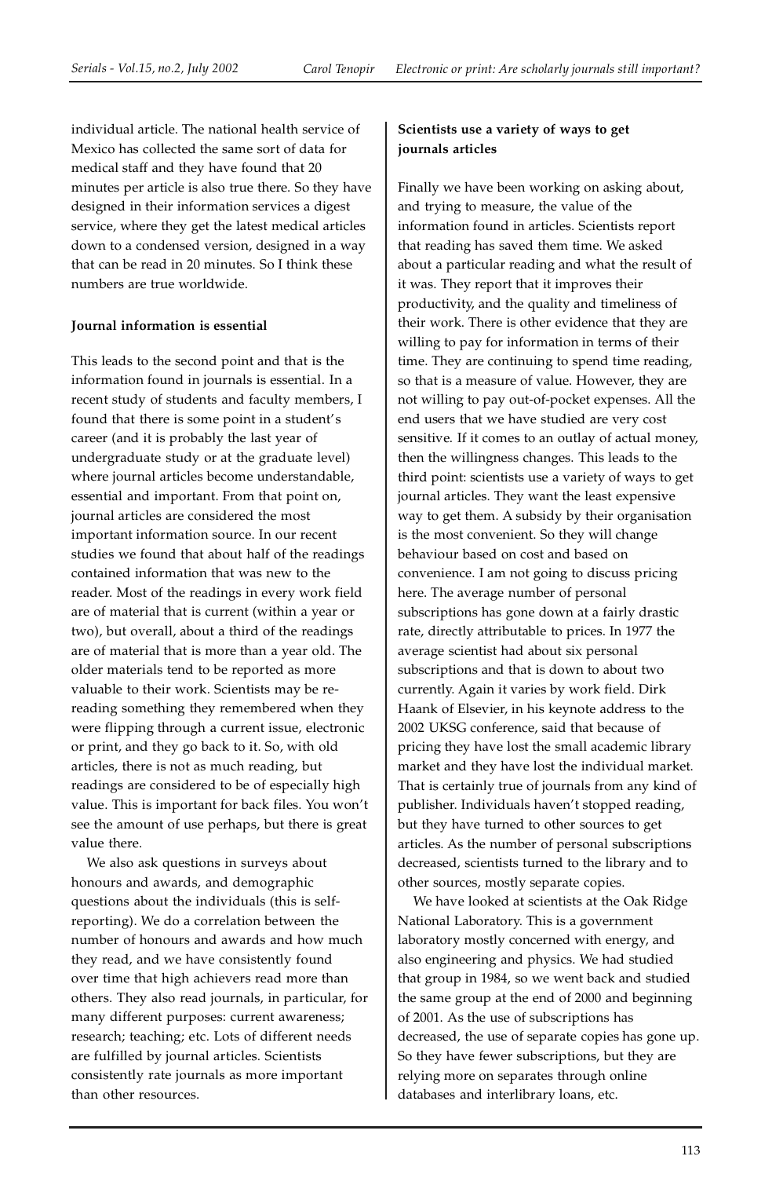individual article. The national health service of Mexico has collected the same sort of data for medical staff and they have found that 20 minutes per article is also true there. So they have designed in their information services a digest service, where they get the latest medical articles down to a condensed version, designed in a way that can be read in 20 minutes. So I think these numbers are true worldwide.

**Journal information is essential**

This leads to the second point and that is the information found in journals is essential. In a recent study of students and faculty members, I found that there is some point in a student's career (and it is probably the last year of undergraduate study or at the graduate level) where journal articles become understandable, essential and important. From that point on, journal articles are considered the most important information source. In our recent studies we found that about half of the readings contained information that was new to the reader. Most of the readings in every work field are of material that is current (within a year or two), but overall, about a third of the readings are of material that is more than a year old. The older materials tend to be reported as more valuable to their work. Scientists may be re-reading something they remembered when they were flipping through a current issue, electronic or print, and they go back to it. So, with old articles, there is not as much reading, but readings are considered to be of especially high value. This is important for back files. You won't see the amount of use perhaps, but there is great value there.

We also ask questions in surveys about honours and awards, and demographic questions about the individuals (this is self-reporting). We do a correlation between the number of honours and awards and how much they read, and we have consistently found over time that high achievers read more than others. They also read journals, in particular, for many different purposes: current awareness; research; teaching; etc. Lots of different needs are fulfilled by journal articles. Scientists consistently rate journals as more important than other resources.

**Scientists use a variety of ways to get journals articles**

Finally we have been working on asking about, and trying to measure, the value of the information found in articles. Scientists report that reading has saved them time. We asked about a particular reading and what the result of it was. They report that it improves their productivity, and the quality and timeliness of their work. There is other evidence that they are willing to pay for information in terms of their time. They are continuing to spend time reading, so that is a measure of value. However, they are not willing to pay out-of-pocket expenses. All the end users that we have studied are very cost sensitive. If it comes to an outlay of actual money, then the willingness changes. This leads to the third point: scientists use a variety of ways to get journal articles. They want the least expensive way to get them. A subsidy by their organisation is the most convenient. So they will change behaviour based on cost and based on convenience. I am not going to discuss pricing here. The average number of personal subscriptions has gone down at a fairly drastic rate, directly attributable to prices. In 1977 the average scientist had about six personal subscriptions and that is down to about two currently. Again it varies by work field. Dirk Haank of Elsevier, in his keynote address to the 2002 UKSG conference, said that because of pricing they have lost the small academic library market and they have lost the individual market. That is certainly true of journals from any kind of publisher. Individuals haven't stopped reading, but they have turned to other sources to get articles. As the number of personal subscriptions decreased, scientists turned to the library and to other sources, mostly separate copies.

We have looked at scientists at the Oak Ridge National Laboratory. This is a government laboratory mostly concerned with energy, and also engineering and physics. We had studied that group in 1984, so we went back and studied the same group at the end of 2000 and beginning of 2001. As the use of subscriptions has decreased, the use of separate copies has gone up. So they have fewer subscriptions, but they are relying more on separates through online databases and interlibrary loans, etc.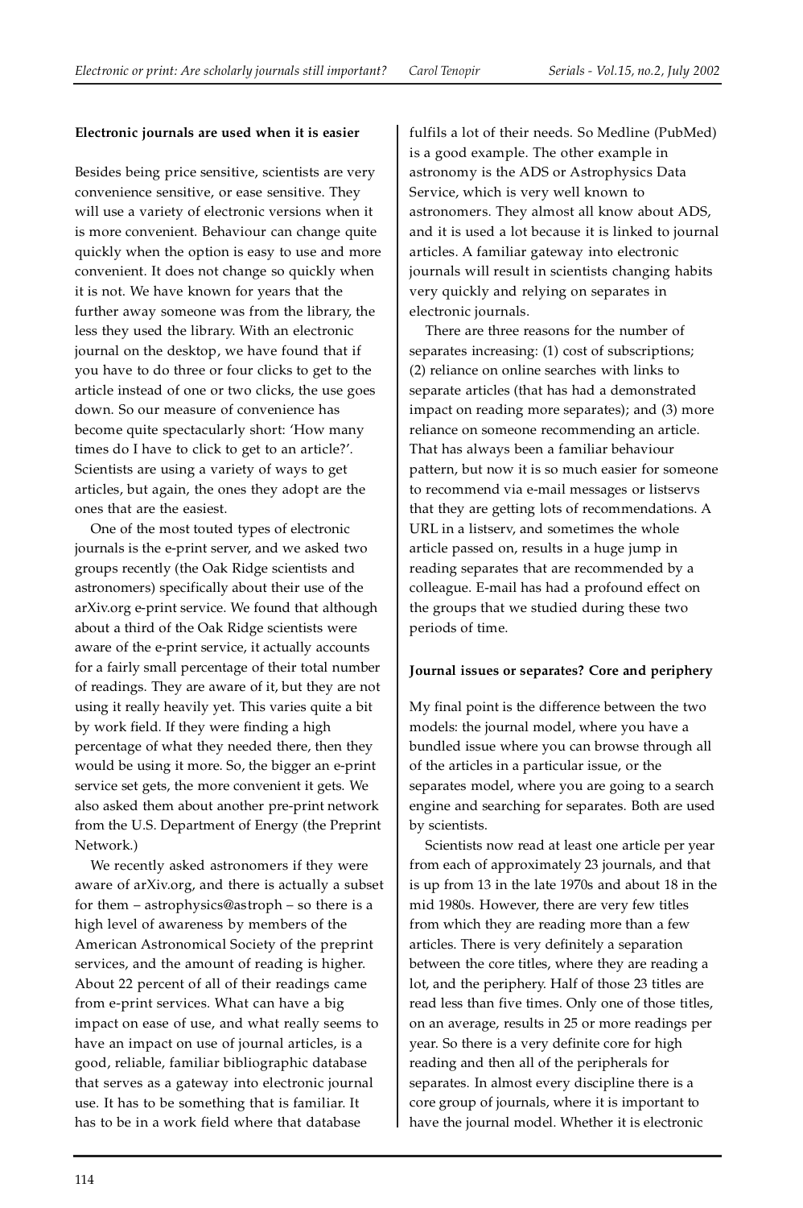**Electronic journals are used when it is easier**

Besides being price sensitive, scientists are very convenience sensitive, or ease sensitive. They will use a variety of electronic versions when it is more convenient. Behaviour can change quite quickly when the option is easy to use and more convenient. It does not change so quickly when it is not. We have known for years that the further away someone was from the library, the less they used the library. With an electronic journal on the desktop, we have found that if you have to do three or four clicks to get to the article instead of one or two clicks, the use goes down. So our measure of convenience has become quite spectacularly short: 'How many times do I have to click to get to an article?'. Scientists are using a variety of ways to get articles, but again, the ones they adopt are the ones that are the easiest.

One of the most touted types of electronic journals is the e-print server, and we asked two groups recently (the Oak Ridge scientists and astronomers) specifically about their use of the arXiv.org e-print service. We found that although about a third of the Oak Ridge scientists were aware of the e-print service, it actually accounts for a fairly small percentage of their total number of readings. They are aware of it, but they are not using it really heavily yet. This varies quite a bit by work field. If they were finding a high percentage of what they needed there, then they would be using it more. So, the bigger an e-print service set gets, the more convenient it gets. We also asked them about another pre-print network from the U.S. Department of Energy (the Preprint Network.)

We recently asked astronomers if they were aware of arXiv.org, and there is actually a subset for them – astrophysics@astroph – so there is a high level of awareness by members of the American Astronomical Society of the preprint services, and the amount of reading is higher. About 22 percent of all of their readings came from e-print services. What can have a big impact on ease of use, and what really seems to have an impact on use of journal articles, is a good, reliable, familiar bibliographic database that serves as a gateway into electronic journal use. It has to be something that is familiar. It has to be in a work field where that database fulfils a lot of their needs. So Medline (PubMed) is a good example. The other example in astronomy is the ADS or Astrophysics Data Service, which is very well known to astronomers. They almost all know about ADS, and it is used a lot because it is linked to journal articles. A familiar gateway into electronic journals will result in scientists changing habits very quickly and relying on separates in electronic journals.

There are three reasons for the number of separates increasing: (1) cost of subscriptions; (2) reliance on online searches with links to separate articles (that has had a demonstrated impact on reading more separates); and (3) more reliance on someone recommending an article. That has always been a familiar behaviour pattern, but now it is so much easier for someone to recommend via e-mail messages or listservs that they are getting lots of recommendations. A URL in a listserv, and sometimes the whole article passed on, results in a huge jump in reading separates that are recommended by a colleague. E-mail has had a profound effect on the groups that we studied during these two periods of time.

**Journal issues or separates? Core and periphery**

My final point is the difference between the two models: the journal model, where you have a bundled issue where you can browse through all of the articles in a particular issue, or the separates model, where you are going to a search engine and searching for separates. Both are used by scientists.

Scientists now read at least one article per year from each of approximately 23 journals, and that is up from 13 in the late 1970s and about 18 in the mid 1980s. However, there are very few titles from which they are reading more than a few articles. There is very definitely a separation between the core titles, where they are reading a lot, and the periphery. Half of those 23 titles are read less than five times. Only one of those titles, on an average, results in 25 or more readings per year. So there is a very definite core for high reading and then all of the peripherals for separates. In almost every discipline there is a core group of journals, where it is important to have the journal model. Whether it is electronic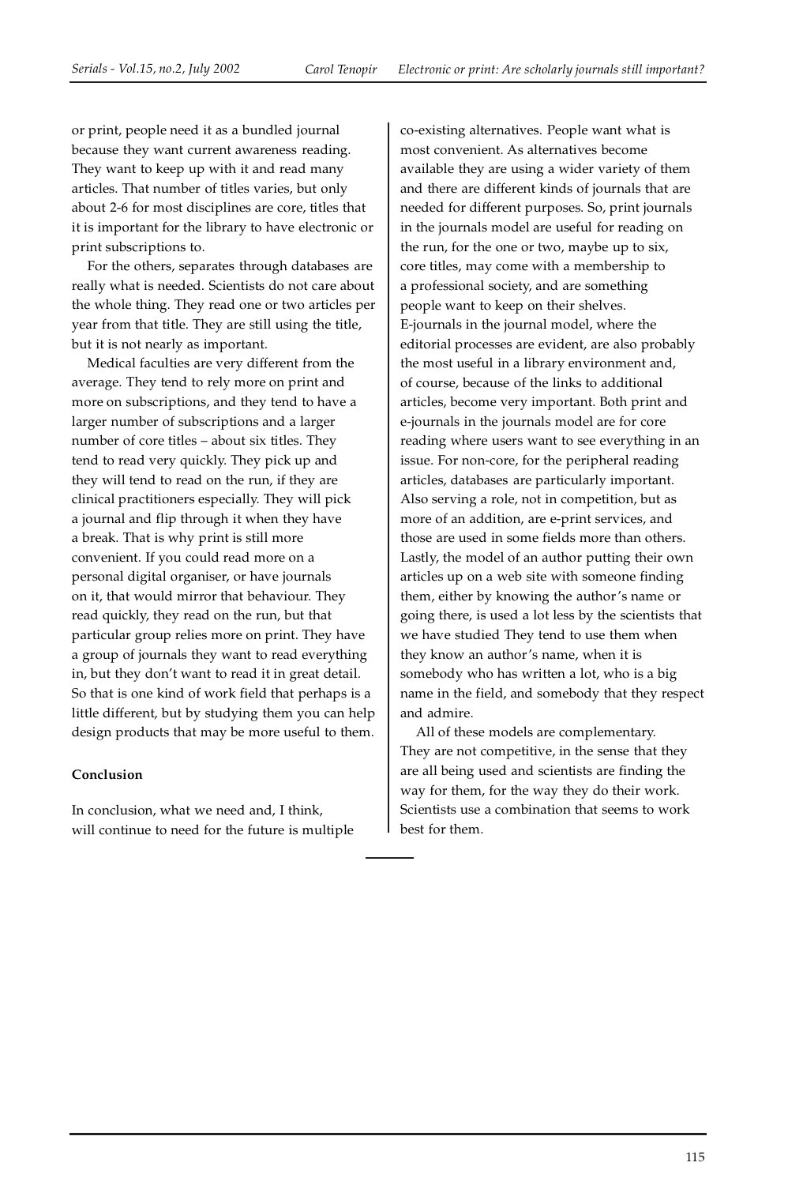or print, people need it as a bundled journal because they want current awareness reading. They want to keep up with it and read many articles. That number of titles varies, but only about 2-6 for most disciplines are core, titles that it is important for the library to have electronic or print subscriptions to.

For the others, separates through databases are really what is needed. Scientists do not care about the whole thing. They read one or two articles per year from that title. They are still using the title, but it is not nearly as important.

Medical faculties are very different from the average. They tend to rely more on print and more on subscriptions, and they tend to have a larger number of subscriptions and a larger number of core titles – about six titles. They tend to read very quickly. They pick up and they will tend to read on the run, if they are clinical practitioners especially. They will pick a journal and flip through it when they have a break. That is why print is still more convenient. If you could read more on a personal digital organiser, or have journals on it, that would mirror that behaviour. They read quickly, they read on the run, but that particular group relies more on print. They have a group of journals they want to read everything in, but they don't want to read it in great detail. So that is one kind of work field that perhaps is a little different, but by studying them you can help design products that may be more useful to them.

**Conclusion**

In conclusion, what we need and, I think, will continue to need for the future is multiple co-existing alternatives. People want what is most convenient. As alternatives become available they are using a wider variety of them and there are different kinds of journals that are needed for different purposes. So, print journals in the journals model are useful for reading on the run, for the one or two, maybe up to six, core titles, may come with a membership to a professional society, and are something people want to keep on their shelves. E-journals in the journal model, where the editorial processes are evident, are also probably the most useful in a library environment and, of course, because of the links to additional articles, become very important. Both print and e-journals in the journals model are for core reading where users want to see everything in an issue. For non-core, for the peripheral reading articles, databases are particularly important. Also serving a role, not in competition, but as more of an addition, are e-print services, and those are used in some fields more than others. Lastly, the model of an author putting their own articles up on a web site with someone finding them, either by knowing the author's name or going there, is used a lot less by the scientists that we have studied They tend to use them when they know an author's name, when it is somebody who has written a lot, who is a big name in the field, and somebody that they respect and admire.

All of these models are complementary. They are not competitive, in the sense that they are all being used and scientists are finding the way for them, for the way they do their work. Scientists use a combination that seems to work best for them.